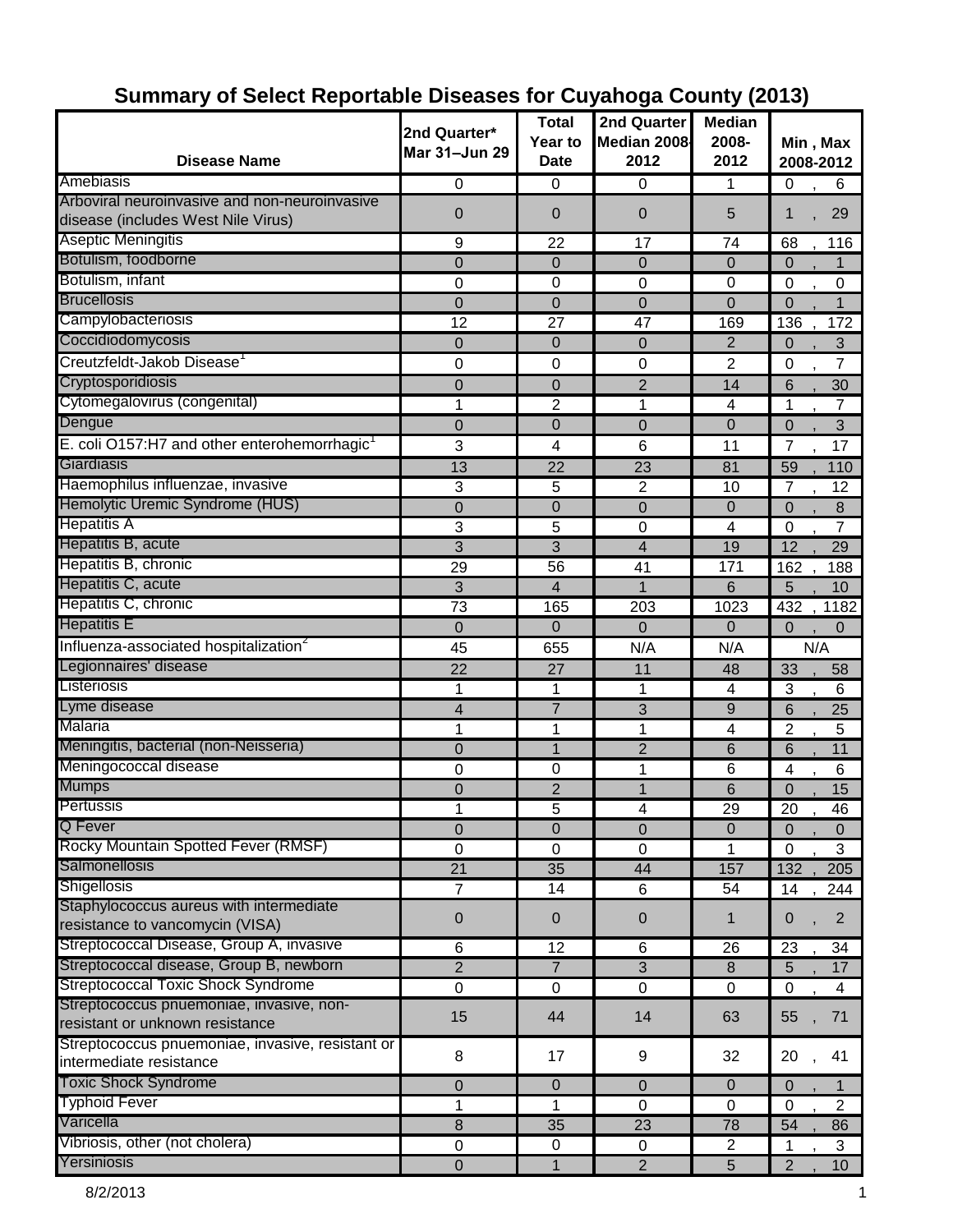# Summary of Select Reportable Diseases for Cuyahoga County (2013)

| Disease Name | 2nd Quarter* Mar 31–Jun 29 | Total Year to Date | 2nd Quarter Median 2008-2012 | Median 2008-2012 | Min , Max 2008-2012 |
|---|---|---|---|---|---|
| Amebiasis | 0 | 0 | 0 | 1 | 0 , 6 |
| Arboviral neuroinvasive and non-neuroinvasive disease (includes West Nile Virus) | 0 | 0 | 0 | 5 | 1 , 29 |
| Aseptic Meningitis | 9 | 22 | 17 | 74 | 68 , 116 |
| Botulism, foodborne | 0 | 0 | 0 | 0 | 0 , 1 |
| Botulism, infant | 0 | 0 | 0 | 0 | 0 , 0 |
| Brucellosis | 0 | 0 | 0 | 0 | 0 , 1 |
| Campylobacteriosis | 12 | 27 | 47 | 169 | 136 , 172 |
| Coccidiodomycosis | 0 | 0 | 0 | 2 | 0 , 3 |
| Creutzfeldt-Jakob Disease[1] | 0 | 0 | 0 | 2 | 0 , 7 |
| Cryptosporidiosis | 0 | 0 | 2 | 14 | 6 , 30 |
| Cytomegalovirus (congenital) | 1 | 2 | 1 | 4 | 1 , 7 |
| Dengue | 0 | 0 | 0 | 0 | 0 , 3 |
| E. coli O157:H7 and other enterohemorrhagic[1] | 3 | 4 | 6 | 11 | 7 , 17 |
| Giardiasis | 13 | 22 | 23 | 81 | 59 , 110 |
| Haemophilus influenzae, invasive | 3 | 5 | 2 | 10 | 7 , 12 |
| Hemolytic Uremic Syndrome (HUS) | 0 | 0 | 0 | 0 | 0 , 8 |
| Hepatitis A | 3 | 5 | 0 | 4 | 0 , 7 |
| Hepatitis B, acute | 3 | 3 | 4 | 19 | 12 , 29 |
| Hepatitis B, chronic | 29 | 56 | 41 | 171 | 162 , 188 |
| Hepatitis C, acute | 3 | 4 | 1 | 6 | 5 , 10 |
| Hepatitis C, chronic | 73 | 165 | 203 | 1023 | 432 , 1182 |
| Hepatitis E | 0 | 0 | 0 | 0 | 0 , 0 |
| Influenza-associated hospitalization[2] | 45 | 655 | N/A | N/A | N/A |
| Legionnaires' disease | 22 | 27 | 11 | 48 | 33 , 58 |
| Listeriosis | 1 | 1 | 1 | 4 | 3 , 6 |
| Lyme disease | 4 | 7 | 3 | 9 | 6 , 25 |
| Malaria | 1 | 1 | 1 | 4 | 2 , 5 |
| Meningitis, bacterial (non-Neisseria) | 0 | 1 | 2 | 6 | 6 , 11 |
| Meningococcal disease | 0 | 0 | 1 | 6 | 4 , 6 |
| Mumps | 0 | 2 | 1 | 6 | 0 , 15 |
| Pertussis | 1 | 5 | 4 | 29 | 20 , 46 |
| Q Fever | 0 | 0 | 0 | 0 | 0 , 0 |
| Rocky Mountain Spotted Fever (RMSF) | 0 | 0 | 0 | 1 | 0 , 3 |
| Salmonellosis | 21 | 35 | 44 | 157 | 132 , 205 |
| Shigellosis | 7 | 14 | 6 | 54 | 14 , 244 |
| Staphylococcus aureus with intermediate resistance to vancomycin (VISA) | 0 | 0 | 0 | 1 | 0 , 2 |
| Streptococcal Disease, Group A, invasive | 6 | 12 | 6 | 26 | 23 , 34 |
| Streptococcal disease, Group B, newborn | 2 | 7 | 3 | 8 | 5 , 17 |
| Streptococcal Toxic Shock Syndrome | 0 | 0 | 0 | 0 | 0 , 4 |
| Streptococcus pnuemoniae, invasive, non-resistant or unknown resistance | 15 | 44 | 14 | 63 | 55 , 71 |
| Streptococcus pnuemoniae, invasive, resistant or intermediate resistance | 8 | 17 | 9 | 32 | 20 , 41 |
| Toxic Shock Syndrome | 0 | 0 | 0 | 0 | 0 , 1 |
| Typhoid Fever | 1 | 1 | 0 | 0 | 0 , 2 |
| Varicella | 8 | 35 | 23 | 78 | 54 , 86 |
| Vibriosis, other (not cholera) | 0 | 0 | 0 | 2 | 1 , 3 |
| Yersiniosis | 0 | 1 | 2 | 5 | 2 , 10 |

8/2/2013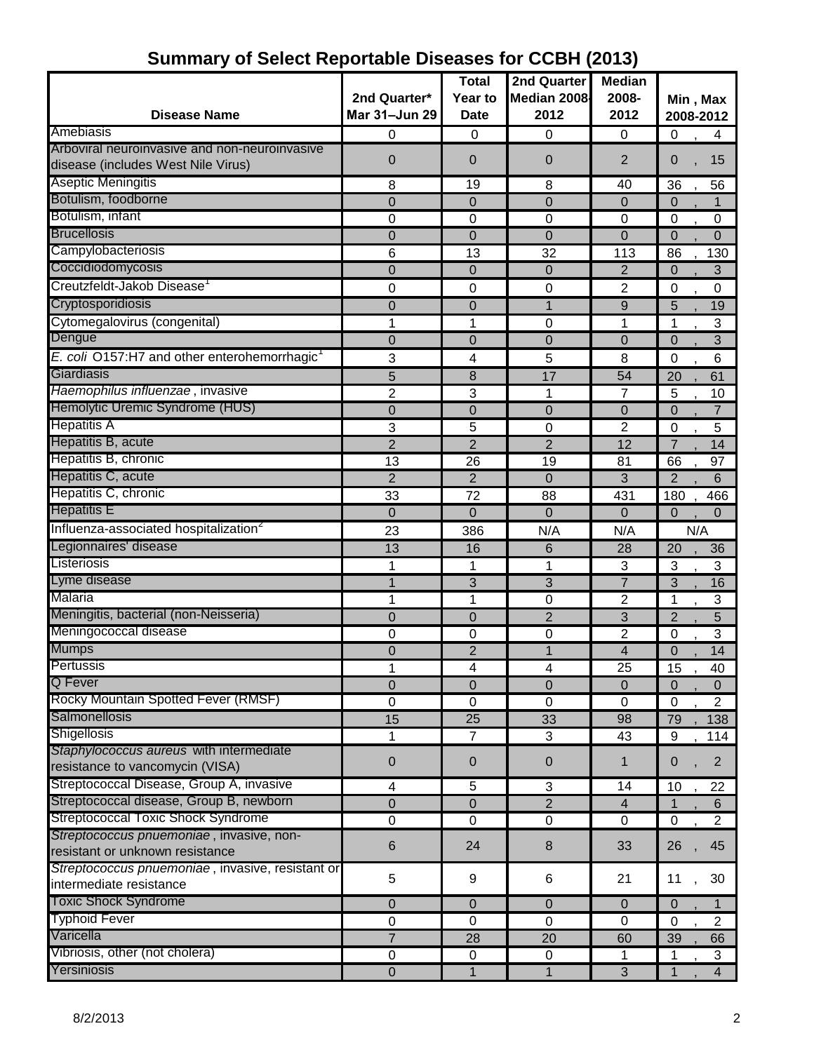## Summary of Select Reportable Diseases for CCBH (2013)

| Disease Name | 2nd Quarter* Mar 31–Jun 29 | Total Year to Date | 2nd Quarter Median 2008-2012 | Median 2008-2012 | Min , Max 2008-2012 |
|---|---|---|---|---|---|
| Amebiasis | 0 | 0 | 0 | 0 | 0 , 4 |
| Arboviral neuroinvasive and non-neuroinvasive disease (includes West Nile Virus) | 0 | 0 | 0 | 2 | 0 , 15 |
| Aseptic Meningitis | 8 | 19 | 8 | 40 | 36 , 56 |
| Botulism, foodborne | 0 | 0 | 0 | 0 | 0 , 1 |
| Botulism, infant | 0 | 0 | 0 | 0 | 0 , 0 |
| Brucellosis | 0 | 0 | 0 | 0 | 0 , 0 |
| Campylobacteriosis | 6 | 13 | 32 | 113 | 86 , 130 |
| Coccidiodomycosis | 0 | 0 | 0 | 2 | 0 , 3 |
| Creutzfeldt-Jakob Disease[1] | 0 | 0 | 0 | 2 | 0 , 0 |
| Cryptosporidiosis | 0 | 0 | 1 | 9 | 5 , 19 |
| Cytomegalovirus (congenital) | 1 | 1 | 0 | 1 | 1 , 3 |
| Dengue | 0 | 0 | 0 | 0 | 0 , 3 |
| *E. coli* O157:H7 and other enterohemorrhagic[1] | 3 | 4 | 5 | 8 | 0 , 6 |
| Giardiasis | 5 | 8 | 17 | 54 | 20 , 61 |
| *Haemophilus influenzae* , invasive | 2 | 3 | 1 | 7 | 5 , 10 |
| Hemolytic Uremic Syndrome (HUS) | 0 | 0 | 0 | 0 | 0 , 7 |
| Hepatitis A | 3 | 5 | 0 | 2 | 0 , 5 |
| Hepatitis B, acute | 2 | 2 | 2 | 12 | 7 , 14 |
| Hepatitis B, chronic | 13 | 26 | 19 | 81 | 66 , 97 |
| Hepatitis C, acute | 2 | 2 | 0 | 3 | 2 , 6 |
| Hepatitis C, chronic | 33 | 72 | 88 | 431 | 180 , 466 |
| Hepatitis E | 0 | 0 | 0 | 0 | 0 , 0 |
| Influenza-associated hospitalization[2] | 23 | 386 | N/A | N/A | N/A |
| Legionnaires' disease | 13 | 16 | 6 | 28 | 20 , 36 |
| Listeriosis | 1 | 1 | 1 | 3 | 3 , 3 |
| Lyme disease | 1 | 3 | 3 | 7 | 3 , 16 |
| Malaria | 1 | 1 | 0 | 2 | 1 , 3 |
| Meningitis, bacterial (non-Neisseria) | 0 | 0 | 2 | 3 | 2 , 5 |
| Meningococcal disease | 0 | 0 | 0 | 2 | 0 , 3 |
| Mumps | 0 | 2 | 1 | 4 | 0 , 14 |
| Pertussis | 1 | 4 | 4 | 25 | 15 , 40 |
| Q Fever | 0 | 0 | 0 | 0 | 0 , 0 |
| Rocky Mountain Spotted Fever (RMSF) | 0 | 0 | 0 | 0 | 0 , 2 |
| Salmonellosis | 15 | 25 | 33 | 98 | 79 , 138 |
| Shigellosis | 1 | 7 | 3 | 43 | 9 , 114 |
| *Staphylococcus aureus* with intermediate resistance to vancomycin (VISA) | 0 | 0 | 0 | 1 | 0 , 2 |
| Streptococcal Disease, Group A, invasive | 4 | 5 | 3 | 14 | 10 , 22 |
| Streptococcal disease, Group B, newborn | 0 | 0 | 2 | 4 | 1 , 6 |
| Streptococcal Toxic Shock Syndrome | 0 | 0 | 0 | 0 | 0 , 2 |
| *Streptococcus pnuemoniae* , invasive, non-resistant or unknown resistance | 6 | 24 | 8 | 33 | 26 , 45 |
| *Streptococcus pnuemoniae* , invasive, resistant or intermediate resistance | 5 | 9 | 6 | 21 | 11 , 30 |
| Toxic Shock Syndrome | 0 | 0 | 0 | 0 | 0 , 1 |
| Typhoid Fever | 0 | 0 | 0 | 0 | 0 , 2 |
| Varicella | 7 | 28 | 20 | 60 | 39 , 66 |
| Vibriosis, other (not cholera) | 0 | 0 | 0 | 1 | 1 , 3 |
| Yersiniosis | 0 | 1 | 1 | 3 | 1 , 4 |

8/2/2013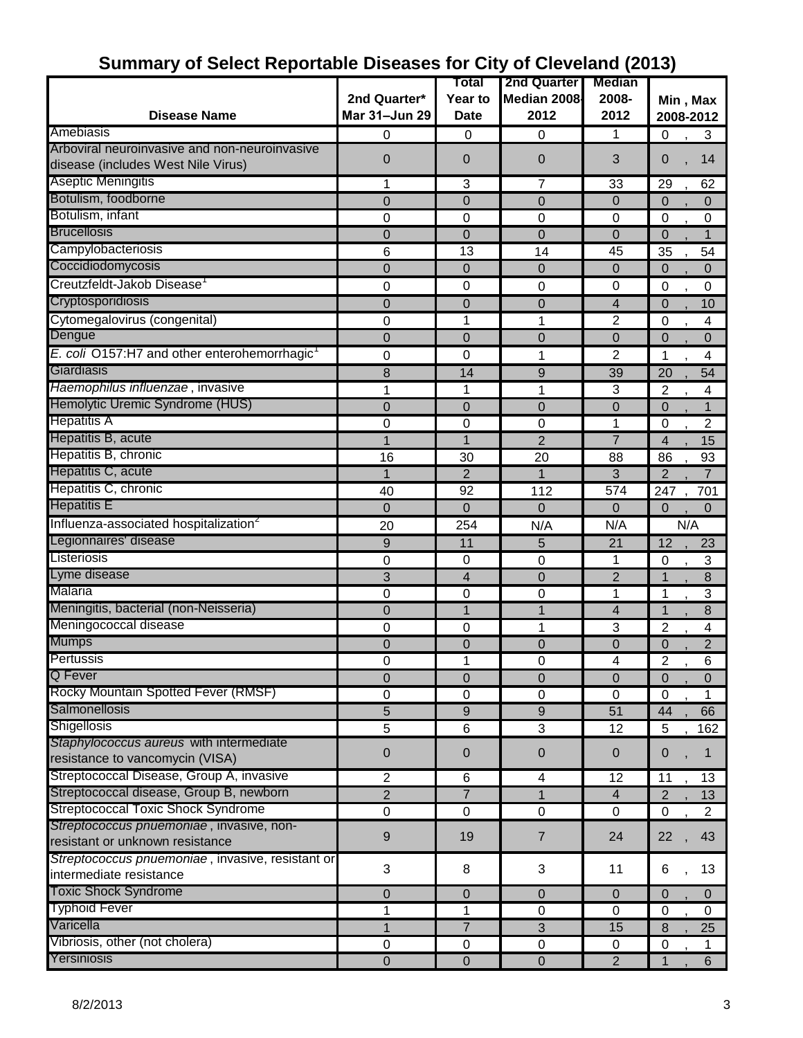# Summary of Select Reportable Diseases for City of Cleveland (2013)

| Disease Name | 2nd Quarter* Mar 31–Jun 29 | Total Year to Date | 2nd Quarter Median 2008-2012 | Median 2008-2012 | Min , Max 2008-2012 |
|---|---|---|---|---|---|
| Amebiasis | 0 | 0 | 0 | 1 | 0 , 3 |
| Arboviral neuroinvasive and non-neuroinvasive disease (includes West Nile Virus) | 0 | 0 | 0 | 3 | 0 , 14 |
| Aseptic Meningitis | 1 | 3 | 7 | 33 | 29 , 62 |
| Botulism, foodborne | 0 | 0 | 0 | 0 | 0 , 0 |
| Botulism, infant | 0 | 0 | 0 | 0 | 0 , 0 |
| Brucellosis | 0 | 0 | 0 | 0 | 0 , 1 |
| Campylobacteriosis | 6 | 13 | 14 | 45 | 35 , 54 |
| Coccidiodomycosis | 0 | 0 | 0 | 0 | 0 , 0 |
| Creutzfeldt-Jakob Disease[1] | 0 | 0 | 0 | 0 | 0 , 0 |
| Cryptosporidiosis | 0 | 0 | 0 | 4 | 0 , 10 |
| Cytomegalovirus (congenital) | 0 | 1 | 1 | 2 | 0 , 4 |
| Dengue | 0 | 0 | 0 | 0 | 0 , 0 |
| *E. coli* O157:H7 and other enterohemorrhagic[1] | 0 | 0 | 1 | 2 | 1 , 4 |
| Giardiasis | 8 | 14 | 9 | 39 | 20 , 54 |
| *Haemophilus influenzae* , invasive | 1 | 1 | 1 | 3 | 2 , 4 |
| Hemolytic Uremic Syndrome (HUS) | 0 | 0 | 0 | 0 | 0 , 1 |
| Hepatitis A | 0 | 0 | 0 | 1 | 0 , 2 |
| Hepatitis B, acute | 1 | 1 | 2 | 7 | 4 , 15 |
| Hepatitis B, chronic | 16 | 30 | 20 | 88 | 86 , 93 |
| Hepatitis C, acute | 1 | 2 | 1 | 3 | 2 , 7 |
| Hepatitis C, chronic | 40 | 92 | 112 | 574 | 247 , 701 |
| Hepatitis E | 0 | 0 | 0 | 0 | 0 , 0 |
| Influenza-associated hospitalization[2] | 20 | 254 | N/A | N/A | N/A |
| Legionnaires' disease | 9 | 11 | 5 | 21 | 12 , 23 |
| Listeriosis | 0 | 0 | 0 | 1 | 0 , 3 |
| Lyme disease | 3 | 4 | 0 | 2 | 1 , 8 |
| Malaria | 0 | 0 | 0 | 1 | 1 , 3 |
| Meningitis, bacterial (non-Neisseria) | 0 | 1 | 1 | 4 | 1 , 8 |
| Meningococcal disease | 0 | 0 | 1 | 3 | 2 , 4 |
| Mumps | 0 | 0 | 0 | 0 | 0 , 2 |
| Pertussis | 0 | 1 | 0 | 4 | 2 , 6 |
| Q Fever | 0 | 0 | 0 | 0 | 0 , 0 |
| Rocky Mountain Spotted Fever (RMSF) | 0 | 0 | 0 | 0 | 0 , 1 |
| Salmonellosis | 5 | 9 | 9 | 51 | 44 , 66 |
| Shigellosis | 5 | 6 | 3 | 12 | 5 , 162 |
| *Staphylococcus aureus* with intermediate resistance to vancomycin (VISA) | 0 | 0 | 0 | 0 | 0 , 1 |
| Streptococcal Disease, Group A, invasive | 2 | 6 | 4 | 12 | 11 , 13 |
| Streptococcal disease, Group B, newborn | 2 | 7 | 1 | 4 | 2 , 13 |
| Streptococcal Toxic Shock Syndrome | 0 | 0 | 0 | 0 | 0 , 2 |
| *Streptococcus pnuemoniae* , invasive, non-resistant or unknown resistance | 9 | 19 | 7 | 24 | 22 , 43 |
| *Streptococcus pnuemoniae* , invasive, resistant or intermediate resistance | 3 | 8 | 3 | 11 | 6 , 13 |
| Toxic Shock Syndrome | 0 | 0 | 0 | 0 | 0 , 0 |
| Typhoid Fever | 1 | 1 | 0 | 0 | 0 , 0 |
| Varicella | 1 | 7 | 3 | 15 | 8 , 25 |
| Vibriosis, other (not cholera) | 0 | 0 | 0 | 0 | 0 , 1 |
| Yersiniosis | 0 | 0 | 0 | 2 | 1 , 6 |

8/2/2013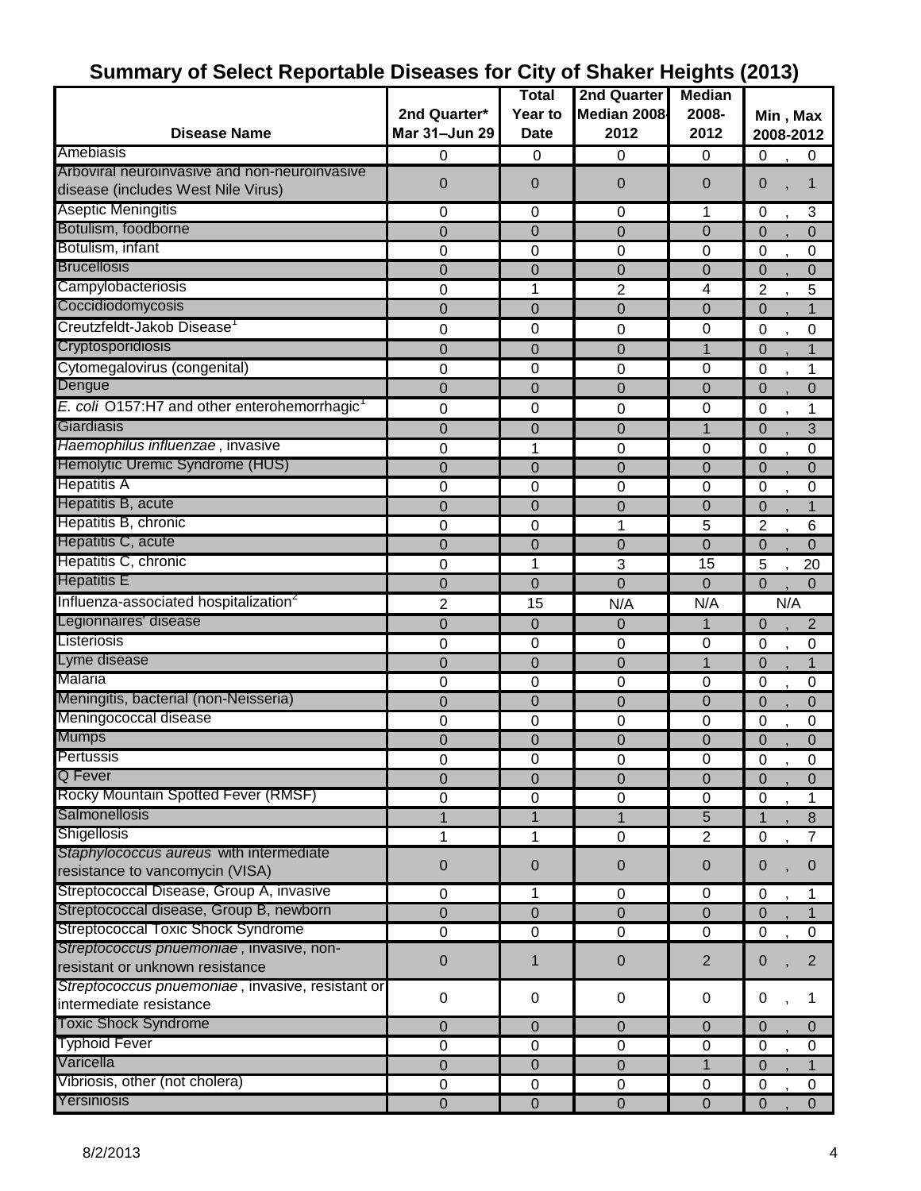## Summary of Select Reportable Diseases for City of Shaker Heights (2013)

| Disease Name | 2nd Quarter* Mar 31–Jun 29 | Total Year to Date | 2nd Quarter Median 2008-2012 | Median 2008-2012 | Min , Max 2008-2012 |
|---|---|---|---|---|---|
| Amebiasis | 0 | 0 | 0 | 0 | 0 , 0 |
| Arboviral neuroinvasive and non-neuroinvasive disease (includes West Nile Virus) | 0 | 0 | 0 | 0 | 0 , 1 |
| Aseptic Meningitis | 0 | 0 | 0 | 1 | 0 , 3 |
| Botulism, foodborne | 0 | 0 | 0 | 0 | 0 , 0 |
| Botulism, infant | 0 | 0 | 0 | 0 | 0 , 0 |
| Brucellosis | 0 | 0 | 0 | 0 | 0 , 0 |
| Campylobacteriosis | 0 | 1 | 2 | 4 | 2 , 5 |
| Coccidiodomycosis | 0 | 0 | 0 | 0 | 0 , 1 |
| Creutzfeldt-Jakob Disease[1] | 0 | 0 | 0 | 0 | 0 , 0 |
| Cryptosporidiosis | 0 | 0 | 0 | 1 | 0 , 1 |
| Cytomegalovirus (congenital) | 0 | 0 | 0 | 0 | 0 , 1 |
| Dengue | 0 | 0 | 0 | 0 | 0 , 0 |
| *E. coli* O157:H7 and other enterohemorrhagic[1] | 0 | 0 | 0 | 0 | 0 , 1 |
| Giardiasis | 0 | 0 | 0 | 1 | 0 , 3 |
| *Haemophilus influenzae* , invasive | 0 | 1 | 0 | 0 | 0 , 0 |
| Hemolytic Uremic Syndrome (HUS) | 0 | 0 | 0 | 0 | 0 , 0 |
| Hepatitis A | 0 | 0 | 0 | 0 | 0 , 0 |
| Hepatitis B, acute | 0 | 0 | 0 | 0 | 0 , 1 |
| Hepatitis B, chronic | 0 | 0 | 1 | 5 | 2 , 6 |
| Hepatitis C, acute | 0 | 0 | 0 | 0 | 0 , 0 |
| Hepatitis C, chronic | 0 | 1 | 3 | 15 | 5 , 20 |
| Hepatitis E | 0 | 0 | 0 | 0 | 0 , 0 |
| Influenza-associated hospitalization[2] | 2 | 15 | N/A | N/A | N/A |
| Legionnaires' disease | 0 | 0 | 0 | 1 | 0 , 2 |
| Listeriosis | 0 | 0 | 0 | 0 | 0 , 0 |
| Lyme disease | 0 | 0 | 0 | 1 | 0 , 1 |
| Malaria | 0 | 0 | 0 | 0 | 0 , 0 |
| Meningitis, bacterial (non-Neisseria) | 0 | 0 | 0 | 0 | 0 , 0 |
| Meningococcal disease | 0 | 0 | 0 | 0 | 0 , 0 |
| Mumps | 0 | 0 | 0 | 0 | 0 , 0 |
| Pertussis | 0 | 0 | 0 | 0 | 0 , 0 |
| Q Fever | 0 | 0 | 0 | 0 | 0 , 0 |
| Rocky Mountain Spotted Fever (RMSF) | 0 | 0 | 0 | 0 | 0 , 1 |
| Salmonellosis | 1 | 1 | 1 | 5 | 1 , 8 |
| Shigellosis | 1 | 1 | 0 | 2 | 0 , 7 |
| *Staphylococcus aureus* with intermediate resistance to vancomycin (VISA) | 0 | 0 | 0 | 0 | 0 , 0 |
| Streptococcal Disease, Group A, invasive | 0 | 1 | 0 | 0 | 0 , 1 |
| Streptococcal disease, Group B, newborn | 0 | 0 | 0 | 0 | 0 , 1 |
| Streptococcal Toxic Shock Syndrome | 0 | 0 | 0 | 0 | 0 , 0 |
| *Streptococcus pnuemoniae* , invasive, non-resistant or unknown resistance | 0 | 1 | 0 | 2 | 0 , 2 |
| *Streptococcus pnuemoniae* , invasive, resistant or intermediate resistance | 0 | 0 | 0 | 0 | 0 , 1 |
| Toxic Shock Syndrome | 0 | 0 | 0 | 0 | 0 , 0 |
| Typhoid Fever | 0 | 0 | 0 | 0 | 0 , 0 |
| Varicella | 0 | 0 | 0 | 1 | 0 , 1 |
| Vibriosis, other (not cholera) | 0 | 0 | 0 | 0 | 0 , 0 |
| Yersiniosis | 0 | 0 | 0 | 0 | 0 , 0 |

8/2/2013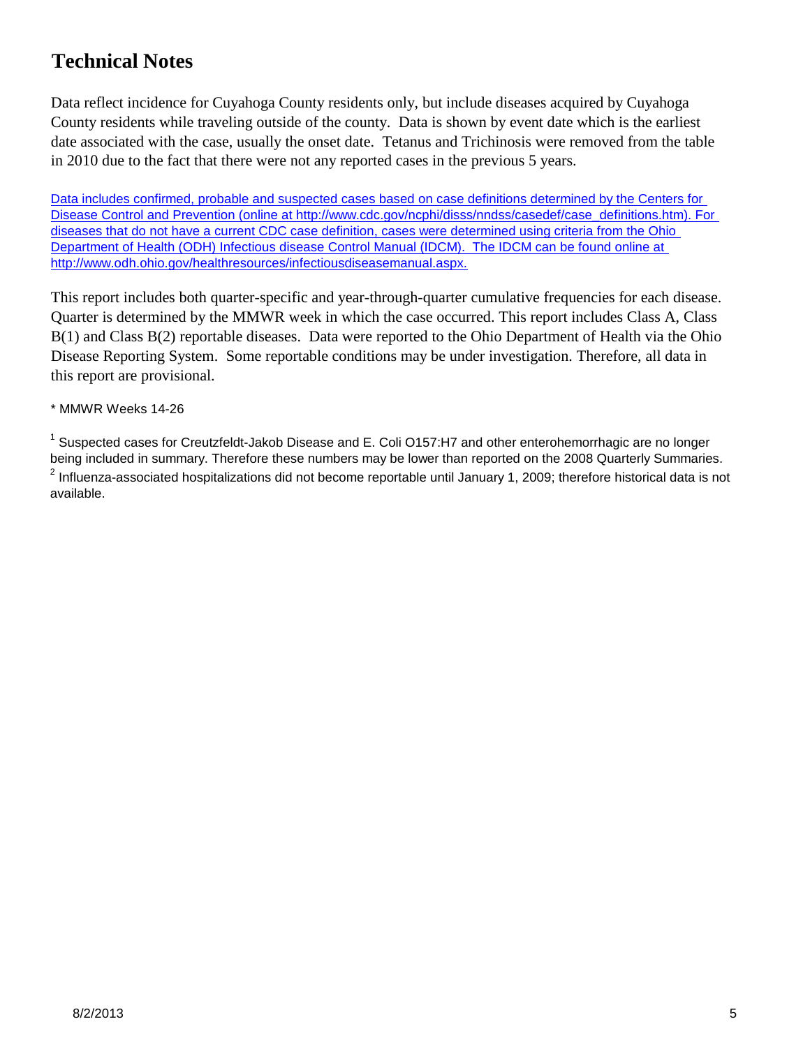# Technical Notes

Data reflect incidence for Cuyahoga County residents only, but include diseases acquired by Cuyahoga County residents while traveling outside of the county. Data is shown by event date which is the earliest date associated with the case, usually the onset date. Tetanus and Trichinosis were removed from the table in 2010 due to the fact that there were not any reported cases in the previous 5 years.

Data includes confirmed, probable and suspected cases based on case definitions determined by the Centers for Disease Control and Prevention (online at http://www.cdc.gov/ncphi/disss/nndss/casedef/case_definitions.htm). For diseases that do not have a current CDC case definition, cases were determined using criteria from the Ohio Department of Health (ODH) Infectious disease Control Manual (IDCM). The IDCM can be found online at http://www.odh.ohio.gov/healthresources/infectiousdiseasemanual.aspx.

This report includes both quarter-specific and year-through-quarter cumulative frequencies for each disease. Quarter is determined by the MMWR week in which the case occurred. This report includes Class A, Class B(1) and Class B(2) reportable diseases. Data were reported to the Ohio Department of Health via the Ohio Disease Reporting System. Some reportable conditions may be under investigation. Therefore, all data in this report are provisional.

* MMWR Weeks 14-26

[1] Suspected cases for Creutzfeldt-Jakob Disease and E. Coli O157:H7 and other enterohemorrhagic are no longer being included in summary. Therefore these numbers may be lower than reported on the 2008 Quarterly Summaries.

[2] Influenza-associated hospitalizations did not become reportable until January 1, 2009; therefore historical data is not available.